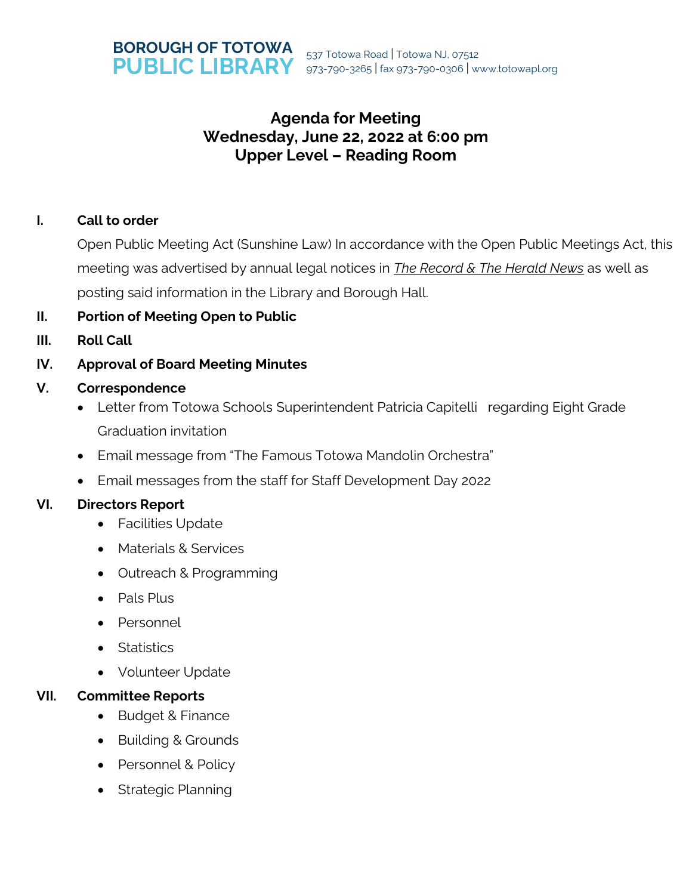**BOROUGH OF TOTOWA**
**PUBLIC LIBRARY**

537 Totowa Road | Totowa NJ, 07512
973-790-3265 | fax 973-790-0306 | www.totowapl.org

# Agenda for Meeting
## Wednesday, June 22, 2022 at 6:00 pm
## Upper Level – Reading Room

**I. Call to order**

Open Public Meeting Act (Sunshine Law) In accordance with the Open Public Meetings Act, this meeting was advertised by annual legal notices in *The Record & The Herald News* as well as posting said information in the Library and Borough Hall.

**II. Portion of Meeting Open to Public**

**III. Roll Call**

**IV. Approval of Board Meeting Minutes**

**V. Correspondence**

- Letter from Totowa Schools Superintendent Patricia Capitelli regarding Eight Grade Graduation invitation
- Email message from "The Famous Totowa Mandolin Orchestra"
- Email messages from the staff for Staff Development Day 2022

**VI. Directors Report**

- Facilities Update
- Materials & Services
- Outreach & Programming
- Pals Plus
- Personnel
- Statistics
- Volunteer Update

**VII. Committee Reports**

- Budget & Finance
- Building & Grounds
- Personnel & Policy
- Strategic Planning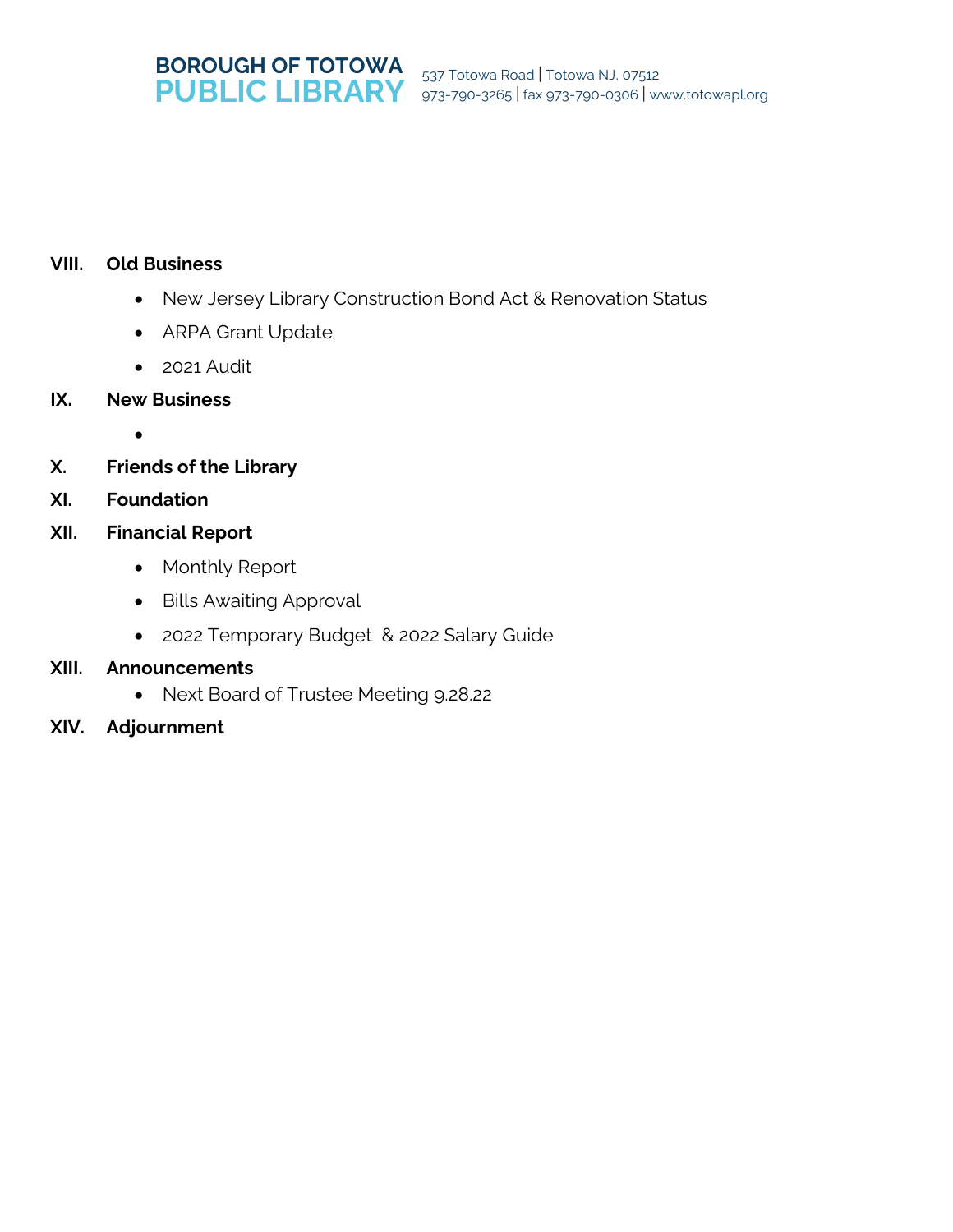**BOROUGH OF TOTOWA PUBLIC LIBRARY**

537 Totowa Road | Totowa NJ, 07512
973-790-3265 | fax 973-790-0306 | www.totowapl.org

**VIII. Old Business**

- New Jersey Library Construction Bond Act & Renovation Status
- ARPA Grant Update
- 2021 Audit

**IX. New Business**

- 

**X. Friends of the Library**

**XI. Foundation**

**XII. Financial Report**

- Monthly Report
- Bills Awaiting Approval
- 2022 Temporary Budget & 2022 Salary Guide

**XIII. Announcements**

- Next Board of Trustee Meeting 9.28.22

**XIV. Adjournment**